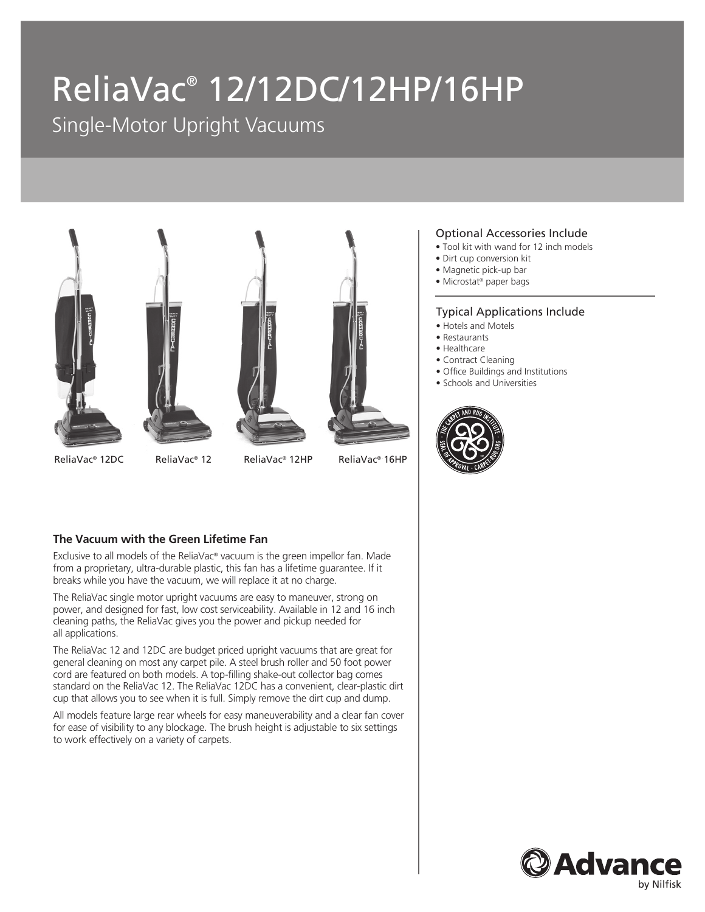# ReliaVac® 12/12DC/12HP/16HP

## Single-Motor Upright Vacuums

ReliaVac® 12DC ReliaVac® 12 ReliaVac® 12HP ReliaVac® 16HP

### The Vacuum with the Green Lifetime Fan

Exclusive to all models of the ReliaVac® vacuum is the green impellor fan. Made from a proprietary, ultra-durable plastic, this fan has a lifetime guarantee. If it breaks while you have the vacuum, we will replace it at no charge.

The ReliaVac single motor upright vacuums are easy to maneuver, strong on power, and designed for fast, low cost serviceability. Available in 12 and 16 inch cleaning paths, the ReliaVac gives you the power and pickup needed for all applications.

The ReliaVac 12 and 12DC are budget priced upright vacuums that are great for general cleaning on most any carpet pile. A steel brush roller and 50 foot power cord are featured on both models. A top-filling shake-out collector bag comes standard on the ReliaVac 12. The ReliaVac 12DC has a convenient, clear-plastic dirt cup that allows you to see when it is full. Simply remove the dirt cup and dump.

All models feature large rear wheels for easy maneuverability and a clear fan cover for ease of visibility to any blockage. The brush height is adjustable to six settings to work effectively on a variety of carpets.

### Optional Accessories Include

- Tool kit with wand for 12 inch models
- Dirt cup conversion kit
- Magnetic pick-up bar
- Microstat® paper bags

### Typical Applications Include

- Hotels and Motels
- Restaurants
- Healthcare
- Contract Cleaning
- Office Buildings and Institutions
- Schools and Universities

The Carpet and Rug Institute · Seal of Approval · Carpet-Rug.org

Advance by Nilfisk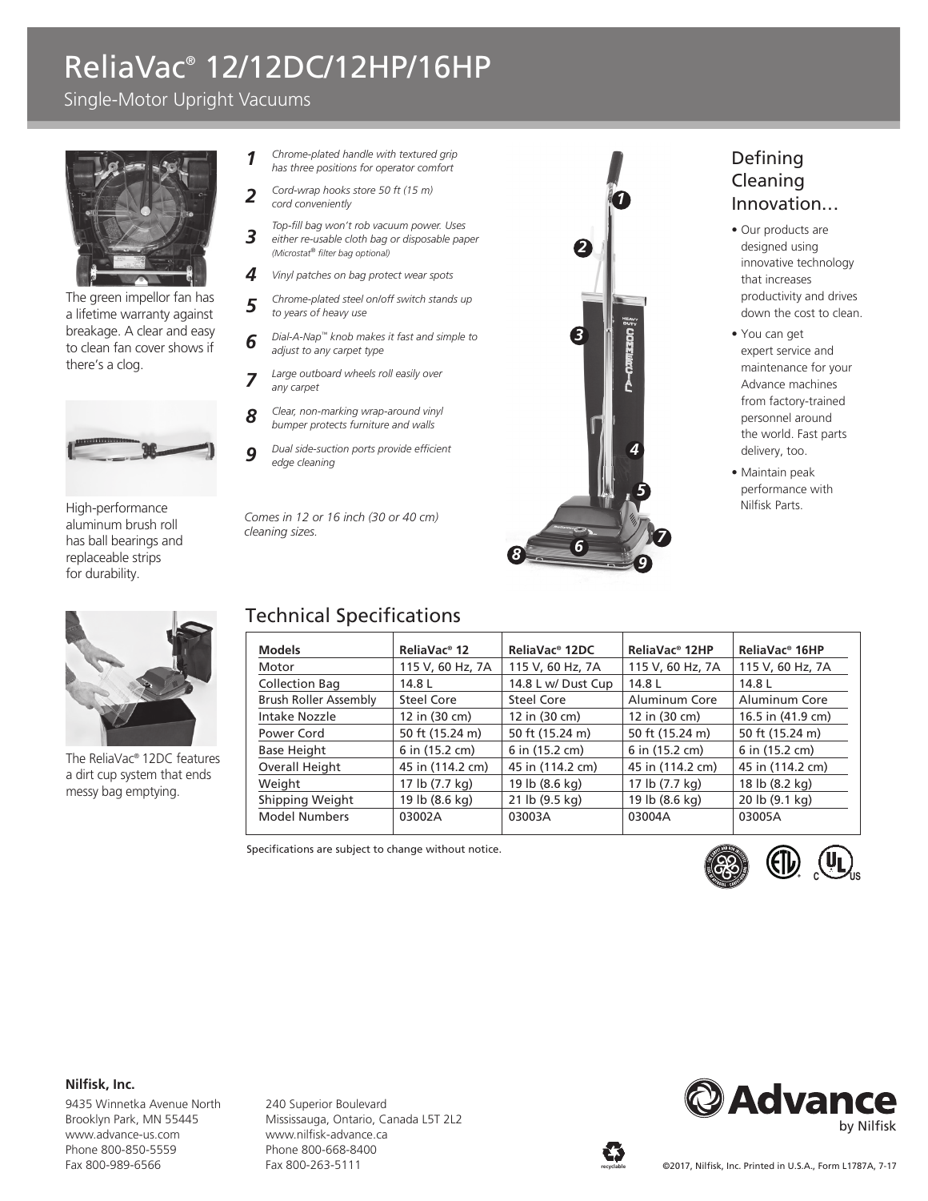# ReliaVac® 12/12DC/12HP/16HP

Single-Motor Upright Vacuums

The green impellor fan has a lifetime warranty against breakage. A clear and easy to clean fan cover shows if there's a clog.

High-performance aluminum brush roll has ball bearings and replaceable strips for durability.

The ReliaVac® 12DC features a dirt cup system that ends messy bag emptying.

1. *Chrome-plated handle with textured grip has three positions for operator comfort*
2. *Cord-wrap hooks store 50 ft (15 m) cord conveniently*
3. *Top-fill bag won't rob vacuum power. Uses either re-usable cloth bag or disposable paper (Microstat® filter bag optional)*
4. *Vinyl patches on bag protect wear spots*
5. *Chrome-plated steel on/off switch stands up to years of heavy use*
6. *Dial-A-Nap™ knob makes it fast and simple to adjust to any carpet type*
7. *Large outboard wheels roll easily over any carpet*
8. *Clear, non-marking wrap-around vinyl bumper protects furniture and walls*
9. *Dual side-suction ports provide efficient edge cleaning*

*Comes in 12 or 16 inch (30 or 40 cm) cleaning sizes.*

## Defining Cleaning Innovation…

- Our products are designed using innovative technology that increases productivity and drives down the cost to clean.
- You can get expert service and maintenance for your Advance machines from factory-trained personnel around the world. Fast parts delivery, too.
- Maintain peak performance with Nilfisk Parts.

## Technical Specifications

| Models | ReliaVac® 12 | ReliaVac® 12DC | ReliaVac® 12HP | ReliaVac® 16HP |
|---|---|---|---|---|
| Motor | 115 V, 60 Hz, 7A | 115 V, 60 Hz, 7A | 115 V, 60 Hz, 7A | 115 V, 60 Hz, 7A |
| Collection Bag | 14.8 L | 14.8 L w/ Dust Cup | 14.8 L | 14.8 L |
| Brush Roller Assembly | Steel Core | Steel Core | Aluminum Core | Aluminum Core |
| Intake Nozzle | 12 in (30 cm) | 12 in (30 cm) | 12 in (30 cm) | 16.5 in (41.9 cm) |
| Power Cord | 50 ft (15.24 m) | 50 ft (15.24 m) | 50 ft (15.24 m) | 50 ft (15.24 m) |
| Base Height | 6 in (15.2 cm) | 6 in (15.2 cm) | 6 in (15.2 cm) | 6 in (15.2 cm) |
| Overall Height | 45 in (114.2 cm) | 45 in (114.2 cm) | 45 in (114.2 cm) | 45 in (114.2 cm) |
| Weight | 17 lb (7.7 kg) | 19 lb (8.6 kg) | 17 lb (7.7 kg) | 18 lb (8.2 kg) |
| Shipping Weight | 19 lb (8.6 kg) | 21 lb (9.5 kg) | 19 lb (8.6 kg) | 20 lb (9.1 kg) |
| Model Numbers | 03002A | 03003A | 03004A | 03005A |

Specifications are subject to change without notice.

**Nilfisk, Inc.**

9435 Winnetka Avenue North
Brooklyn Park, MN 55445
www.advance-us.com
Phone 800-850-5559
Fax 800-989-6566

240 Superior Boulevard
Mississauga, Ontario, Canada L5T 2L2
www.nilfisk-advance.ca
Phone 800-668-8400
Fax 800-263-5111

Advance by Nilfisk

©2017, Nilfisk, Inc. Printed in U.S.A., Form L1787A, 7-17